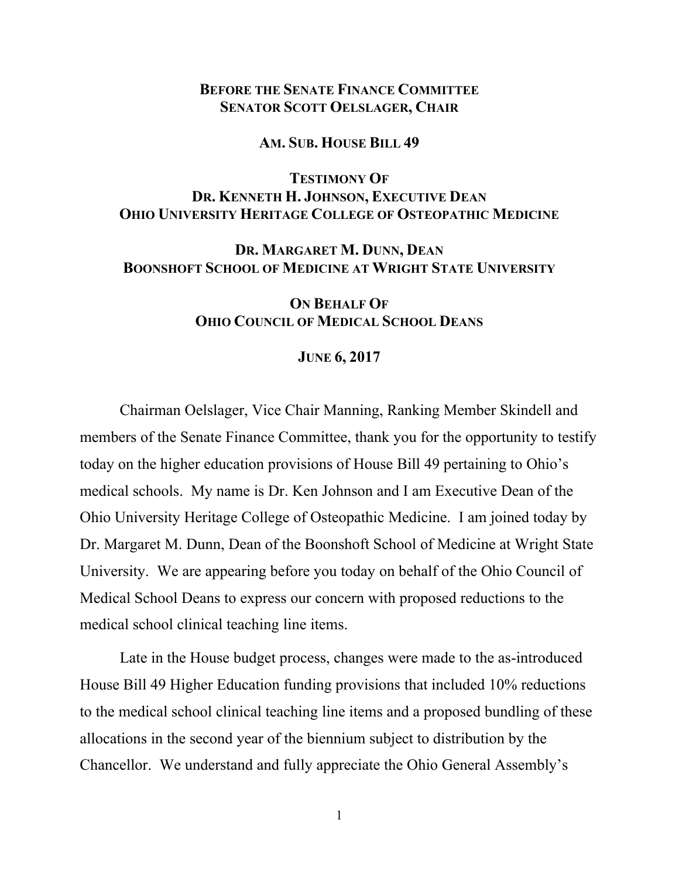**BEFORE THE SENATE FINANCE COMMITTEE**
**SENATOR SCOTT OELSLAGER, CHAIR**

**AM. SUB. HOUSE BILL 49**

**TESTIMONY OF**
**DR. KENNETH H. JOHNSON, EXECUTIVE DEAN**
**OHIO UNIVERSITY HERITAGE COLLEGE OF OSTEOPATHIC MEDICINE**

**DR. MARGARET M. DUNN, DEAN**
**BOONSHOFT SCHOOL OF MEDICINE AT WRIGHT STATE UNIVERSITY**

**ON BEHALF OF**
**OHIO COUNCIL OF MEDICAL SCHOOL DEANS**

**JUNE 6, 2017**

Chairman Oelslager, Vice Chair Manning, Ranking Member Skindell and members of the Senate Finance Committee, thank you for the opportunity to testify today on the higher education provisions of House Bill 49 pertaining to Ohio's medical schools. My name is Dr. Ken Johnson and I am Executive Dean of the Ohio University Heritage College of Osteopathic Medicine. I am joined today by Dr. Margaret M. Dunn, Dean of the Boonshoft School of Medicine at Wright State University. We are appearing before you today on behalf of the Ohio Council of Medical School Deans to express our concern with proposed reductions to the medical school clinical teaching line items.

Late in the House budget process, changes were made to the as-introduced House Bill 49 Higher Education funding provisions that included 10% reductions to the medical school clinical teaching line items and a proposed bundling of these allocations in the second year of the biennium subject to distribution by the Chancellor. We understand and fully appreciate the Ohio General Assembly's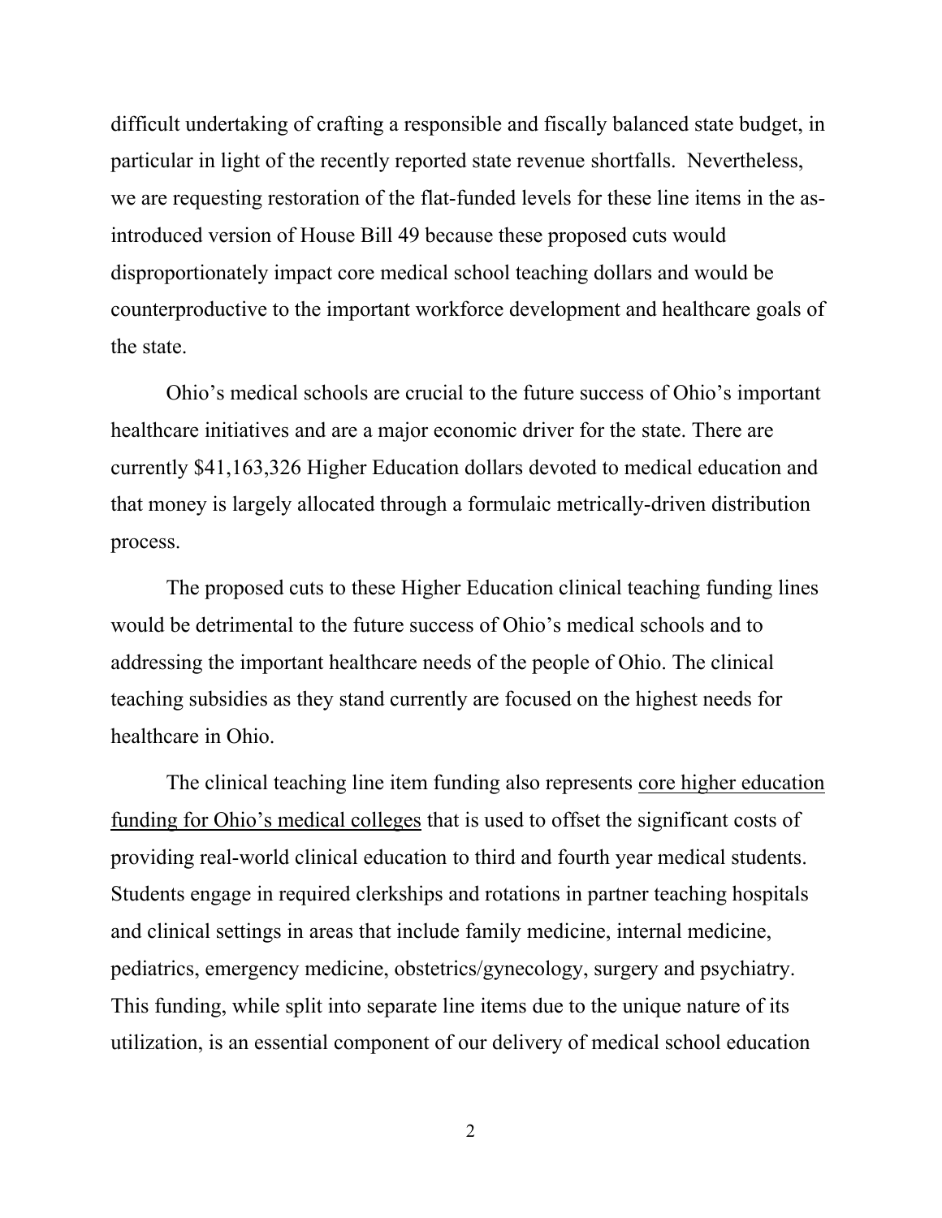difficult undertaking of crafting a responsible and fiscally balanced state budget, in particular in light of the recently reported state revenue shortfalls. Nevertheless, we are requesting restoration of the flat-funded levels for these line items in the as-introduced version of House Bill 49 because these proposed cuts would disproportionately impact core medical school teaching dollars and would be counterproductive to the important workforce development and healthcare goals of the state.

Ohio's medical schools are crucial to the future success of Ohio's important healthcare initiatives and are a major economic driver for the state. There are currently $41,163,326 Higher Education dollars devoted to medical education and that money is largely allocated through a formulaic metrically-driven distribution process.

The proposed cuts to these Higher Education clinical teaching funding lines would be detrimental to the future success of Ohio's medical schools and to addressing the important healthcare needs of the people of Ohio. The clinical teaching subsidies as they stand currently are focused on the highest needs for healthcare in Ohio.

The clinical teaching line item funding also represents <u>core higher education funding for Ohio's medical colleges</u> that is used to offset the significant costs of providing real-world clinical education to third and fourth year medical students. Students engage in required clerkships and rotations in partner teaching hospitals and clinical settings in areas that include family medicine, internal medicine, pediatrics, emergency medicine, obstetrics/gynecology, surgery and psychiatry. This funding, while split into separate line items due to the unique nature of its utilization, is an essential component of our delivery of medical school education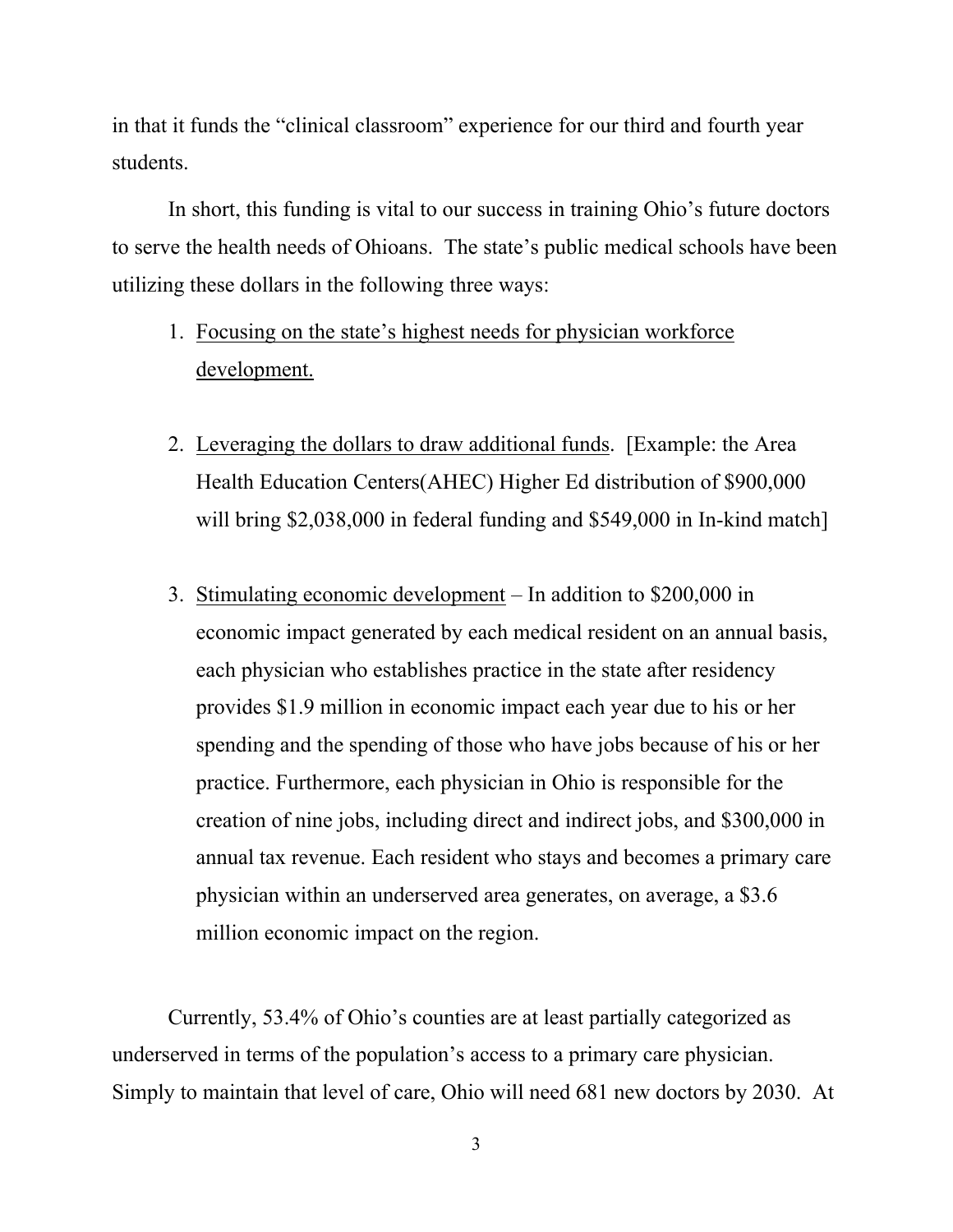in that it funds the "clinical classroom" experience for our third and fourth year students.

In short, this funding is vital to our success in training Ohio's future doctors to serve the health needs of Ohioans. The state's public medical schools have been utilizing these dollars in the following three ways:

1. <u>Focusing on the state's highest needs for physician workforce development.</u>

2. <u>Leveraging the dollars to draw additional funds</u>. [Example: the Area Health Education Centers(AHEC) Higher Ed distribution of $900,000 will bring $2,038,000 in federal funding and $549,000 in In-kind match]

3. <u>Stimulating economic development</u> – In addition to $200,000 in economic impact generated by each medical resident on an annual basis, each physician who establishes practice in the state after residency provides $1.9 million in economic impact each year due to his or her spending and the spending of those who have jobs because of his or her practice. Furthermore, each physician in Ohio is responsible for the creation of nine jobs, including direct and indirect jobs, and $300,000 in annual tax revenue. Each resident who stays and becomes a primary care physician within an underserved area generates, on average, a $3.6 million economic impact on the region.

Currently, 53.4% of Ohio's counties are at least partially categorized as underserved in terms of the population's access to a primary care physician. Simply to maintain that level of care, Ohio will need 681 new doctors by 2030. At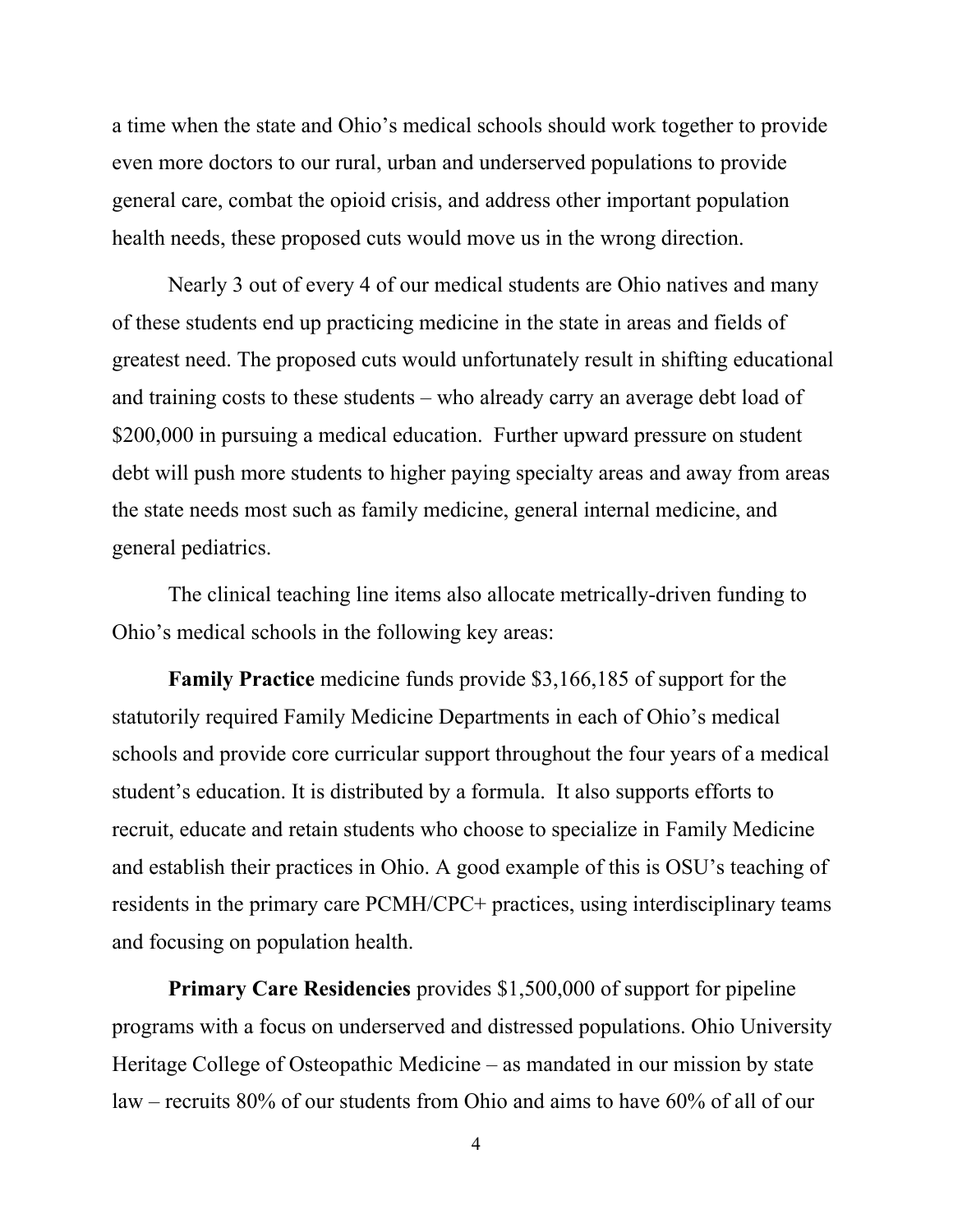a time when the state and Ohio's medical schools should work together to provide even more doctors to our rural, urban and underserved populations to provide general care, combat the opioid crisis, and address other important population health needs, these proposed cuts would move us in the wrong direction.

Nearly 3 out of every 4 of our medical students are Ohio natives and many of these students end up practicing medicine in the state in areas and fields of greatest need. The proposed cuts would unfortunately result in shifting educational and training costs to these students – who already carry an average debt load of $200,000 in pursuing a medical education. Further upward pressure on student debt will push more students to higher paying specialty areas and away from areas the state needs most such as family medicine, general internal medicine, and general pediatrics.

The clinical teaching line items also allocate metrically-driven funding to Ohio's medical schools in the following key areas:

**Family Practice** medicine funds provide $3,166,185 of support for the statutorily required Family Medicine Departments in each of Ohio's medical schools and provide core curricular support throughout the four years of a medical student's education. It is distributed by a formula. It also supports efforts to recruit, educate and retain students who choose to specialize in Family Medicine and establish their practices in Ohio. A good example of this is OSU's teaching of residents in the primary care PCMH/CPC+ practices, using interdisciplinary teams and focusing on population health.

**Primary Care Residencies** provides $1,500,000 of support for pipeline programs with a focus on underserved and distressed populations. Ohio University Heritage College of Osteopathic Medicine – as mandated in our mission by state law – recruits 80% of our students from Ohio and aims to have 60% of all of our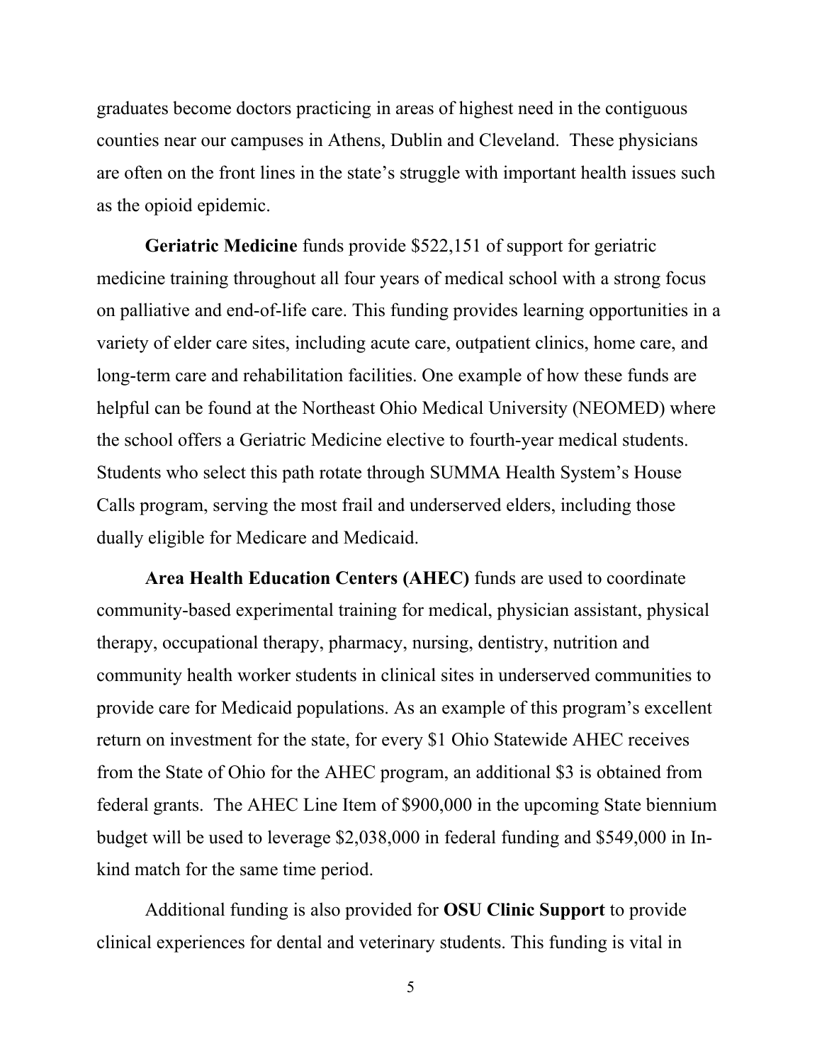graduates become doctors practicing in areas of highest need in the contiguous counties near our campuses in Athens, Dublin and Cleveland. These physicians are often on the front lines in the state's struggle with important health issues such as the opioid epidemic.

**Geriatric Medicine** funds provide $522,151 of support for geriatric medicine training throughout all four years of medical school with a strong focus on palliative and end-of-life care. This funding provides learning opportunities in a variety of elder care sites, including acute care, outpatient clinics, home care, and long-term care and rehabilitation facilities. One example of how these funds are helpful can be found at the Northeast Ohio Medical University (NEOMED) where the school offers a Geriatric Medicine elective to fourth-year medical students. Students who select this path rotate through SUMMA Health System's House Calls program, serving the most frail and underserved elders, including those dually eligible for Medicare and Medicaid.

**Area Health Education Centers (AHEC)** funds are used to coordinate community-based experimental training for medical, physician assistant, physical therapy, occupational therapy, pharmacy, nursing, dentistry, nutrition and community health worker students in clinical sites in underserved communities to provide care for Medicaid populations. As an example of this program's excellent return on investment for the state, for every $1 Ohio Statewide AHEC receives from the State of Ohio for the AHEC program, an additional $3 is obtained from federal grants. The AHEC Line Item of $900,000 in the upcoming State biennium budget will be used to leverage $2,038,000 in federal funding and $549,000 in In-kind match for the same time period.

Additional funding is also provided for **OSU Clinic Support** to provide clinical experiences for dental and veterinary students. This funding is vital in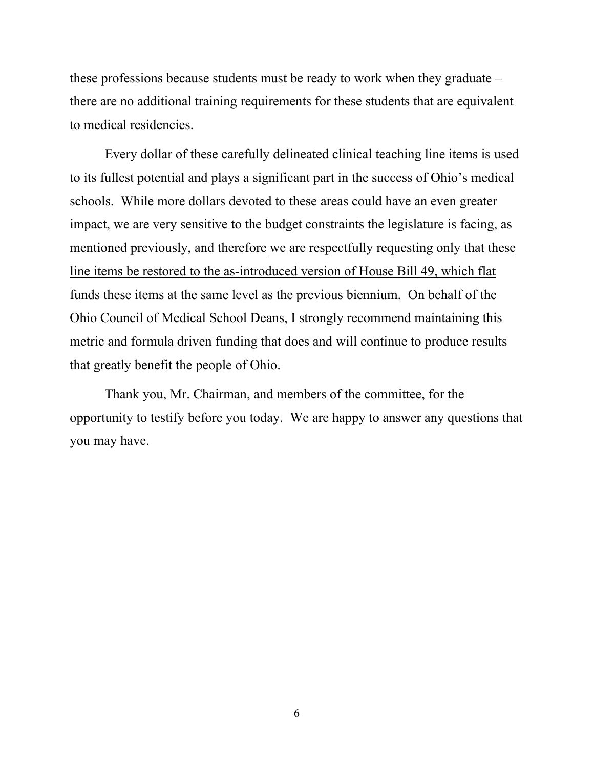these professions because students must be ready to work when they graduate – there are no additional training requirements for these students that are equivalent to medical residencies.

Every dollar of these carefully delineated clinical teaching line items is used to its fullest potential and plays a significant part in the success of Ohio's medical schools. While more dollars devoted to these areas could have an even greater impact, we are very sensitive to the budget constraints the legislature is facing, as mentioned previously, and therefore <u>we are respectfully requesting only that these line items be restored to the as-introduced version of House Bill 49, which flat funds these items at the same level as the previous biennium</u>. On behalf of the Ohio Council of Medical School Deans, I strongly recommend maintaining this metric and formula driven funding that does and will continue to produce results that greatly benefit the people of Ohio.

Thank you, Mr. Chairman, and members of the committee, for the opportunity to testify before you today. We are happy to answer any questions that you may have.